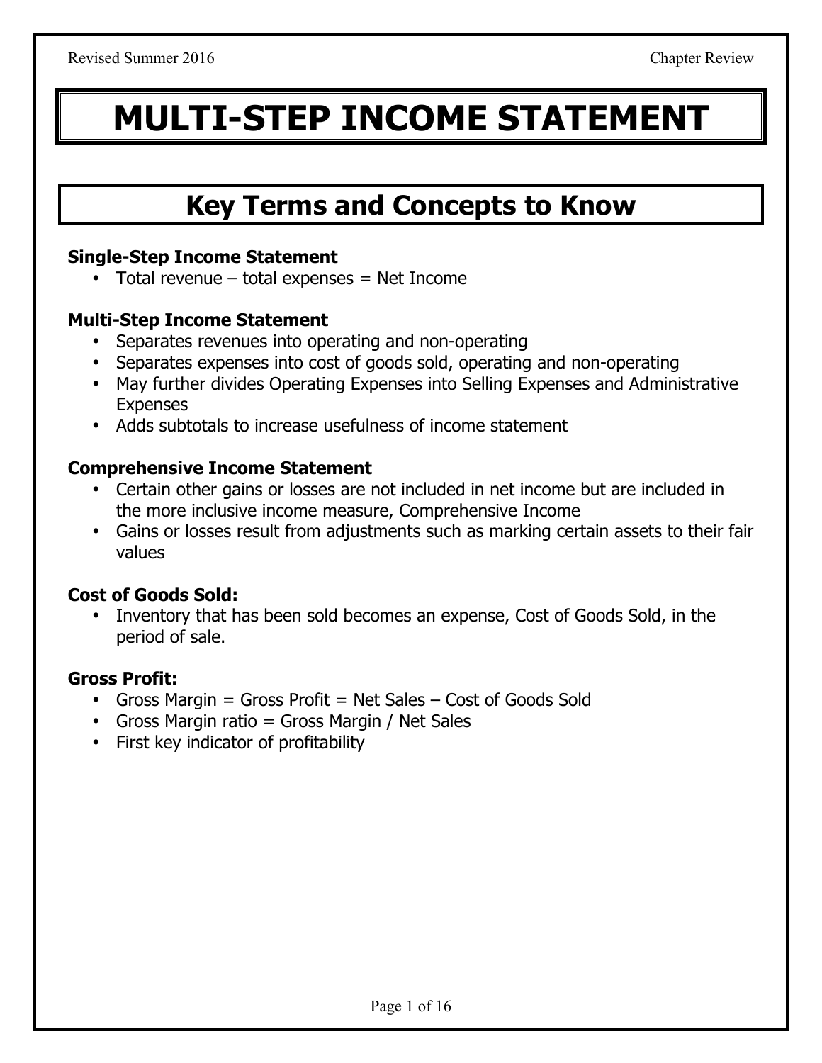# MULTI-STEP INCOME STATEMENT

## Key Terms and Concepts to Know

**Single-Step Income Statement**

- Total revenue – total expenses = Net Income

**Multi-Step Income Statement**

- Separates revenues into operating and non-operating
- Separates expenses into cost of goods sold, operating and non-operating
- May further divides Operating Expenses into Selling Expenses and Administrative Expenses
- Adds subtotals to increase usefulness of income statement

**Comprehensive Income Statement**

- Certain other gains or losses are not included in net income but are included in the more inclusive income measure, Comprehensive Income
- Gains or losses result from adjustments such as marking certain assets to their fair values

**Cost of Goods Sold:**

- Inventory that has been sold becomes an expense, Cost of Goods Sold, in the period of sale.

**Gross Profit:**

- Gross Margin = Gross Profit = Net Sales – Cost of Goods Sold
- Gross Margin ratio = Gross Margin / Net Sales
- First key indicator of profitability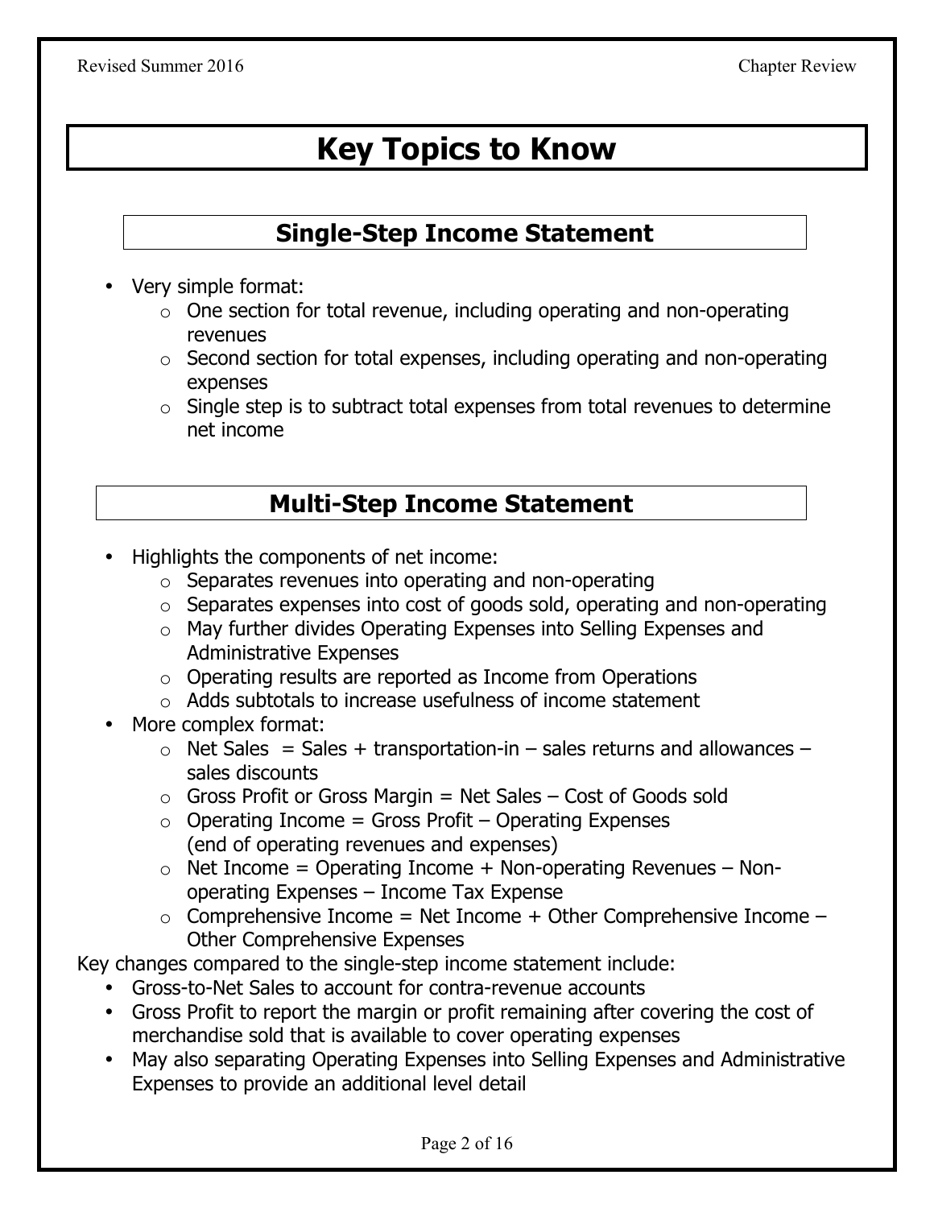# Key Topics to Know

## Single-Step Income Statement

- Very simple format:
  - One section for total revenue, including operating and non-operating revenues
  - Second section for total expenses, including operating and non-operating expenses
  - Single step is to subtract total expenses from total revenues to determine net income

## Multi-Step Income Statement

- Highlights the components of net income:
  - Separates revenues into operating and non-operating
  - Separates expenses into cost of goods sold, operating and non-operating
  - May further divides Operating Expenses into Selling Expenses and Administrative Expenses
  - Operating results are reported as Income from Operations
  - Adds subtotals to increase usefulness of income statement
- More complex format:
  - Net Sales = Sales + transportation-in – sales returns and allowances – sales discounts
  - Gross Profit or Gross Margin = Net Sales – Cost of Goods sold
  - Operating Income = Gross Profit – Operating Expenses (end of operating revenues and expenses)
  - Net Income = Operating Income + Non-operating Revenues – Non-operating Expenses – Income Tax Expense
  - Comprehensive Income = Net Income + Other Comprehensive Income – Other Comprehensive Expenses

Key changes compared to the single-step income statement include:

- Gross-to-Net Sales to account for contra-revenue accounts
- Gross Profit to report the margin or profit remaining after covering the cost of merchandise sold that is available to cover operating expenses
- May also separating Operating Expenses into Selling Expenses and Administrative Expenses to provide an additional level detail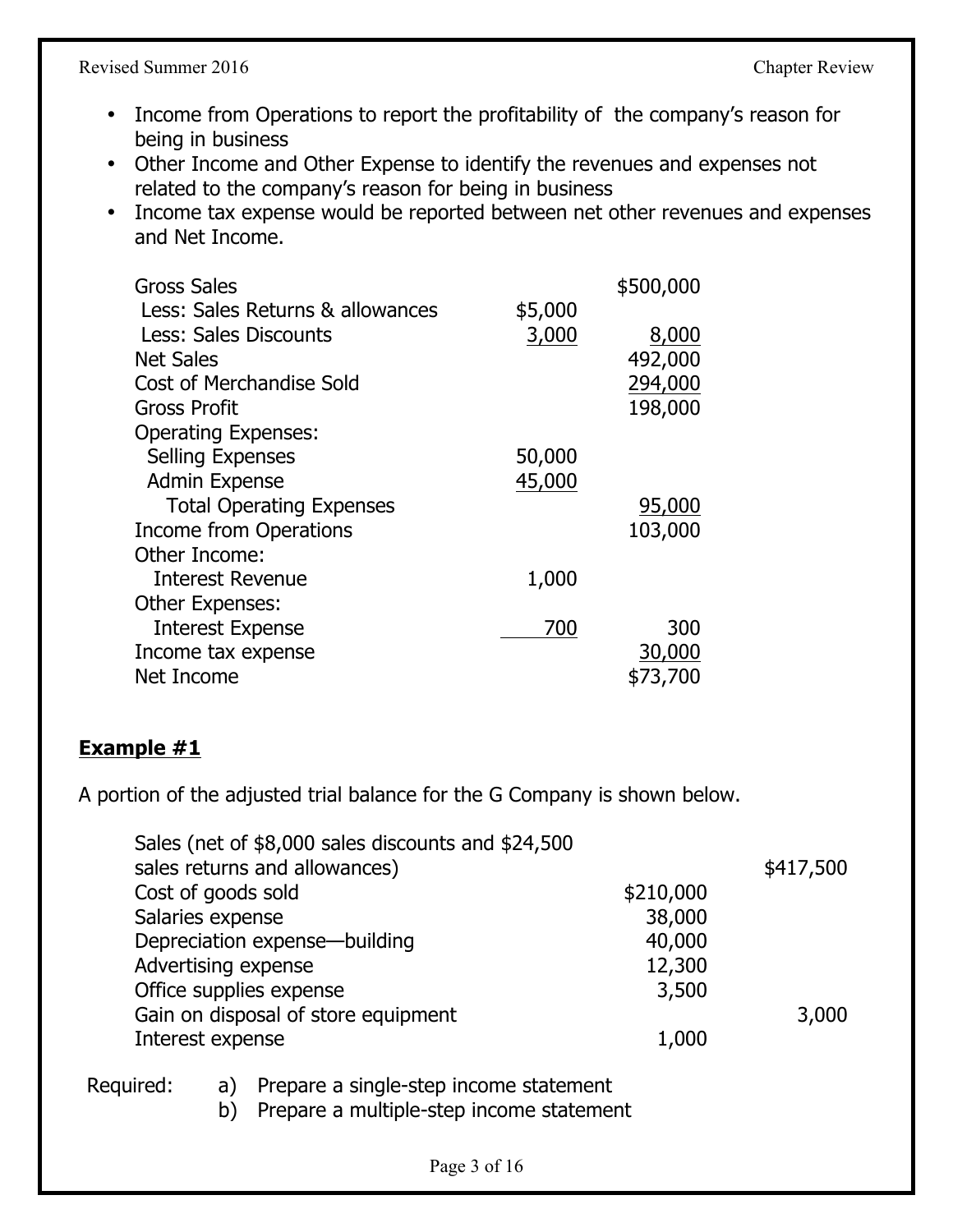- Income from Operations to report the profitability of the company's reason for being in business
- Other Income and Other Expense to identify the revenues and expenses not related to the company's reason for being in business
- Income tax expense would be reported between net other revenues and expenses and Net Income.

| | | |
|---|---|---|
| Gross Sales | | $500,000 |
| Less: Sales Returns & allowances | $5,000 | |
| Less: Sales Discounts | 3,000 | 8,000 |
| Net Sales | | 492,000 |
| Cost of Merchandise Sold | | 294,000 |
| Gross Profit | | 198,000 |
| Operating Expenses: | | |
| Selling Expenses | 50,000 | |
| Admin Expense | 45,000 | |
| Total Operating Expenses | | 95,000 |
| Income from Operations | | 103,000 |
| Other Income: | | |
| Interest Revenue | 1,000 | |
| Other Expenses: | | |
| Interest Expense | 700 | 300 |
| Income tax expense | | 30,000 |
| Net Income | | $73,700 |

## **Example #1**

A portion of the adjusted trial balance for the G Company is shown below.

| | | |
|---|---|---|
| Sales (net of $8,000 sales discounts and $24,500 sales returns and allowances) | | $417,500 |
| Cost of goods sold | $210,000 | |
| Salaries expense | 38,000 | |
| Depreciation expense—building | 40,000 | |
| Advertising expense | 12,300 | |
| Office supplies expense | 3,500 | |
| Gain on disposal of store equipment | | 3,000 |
| Interest expense | 1,000 | |

Required:
- a) Prepare a single-step income statement
- b) Prepare a multiple-step income statement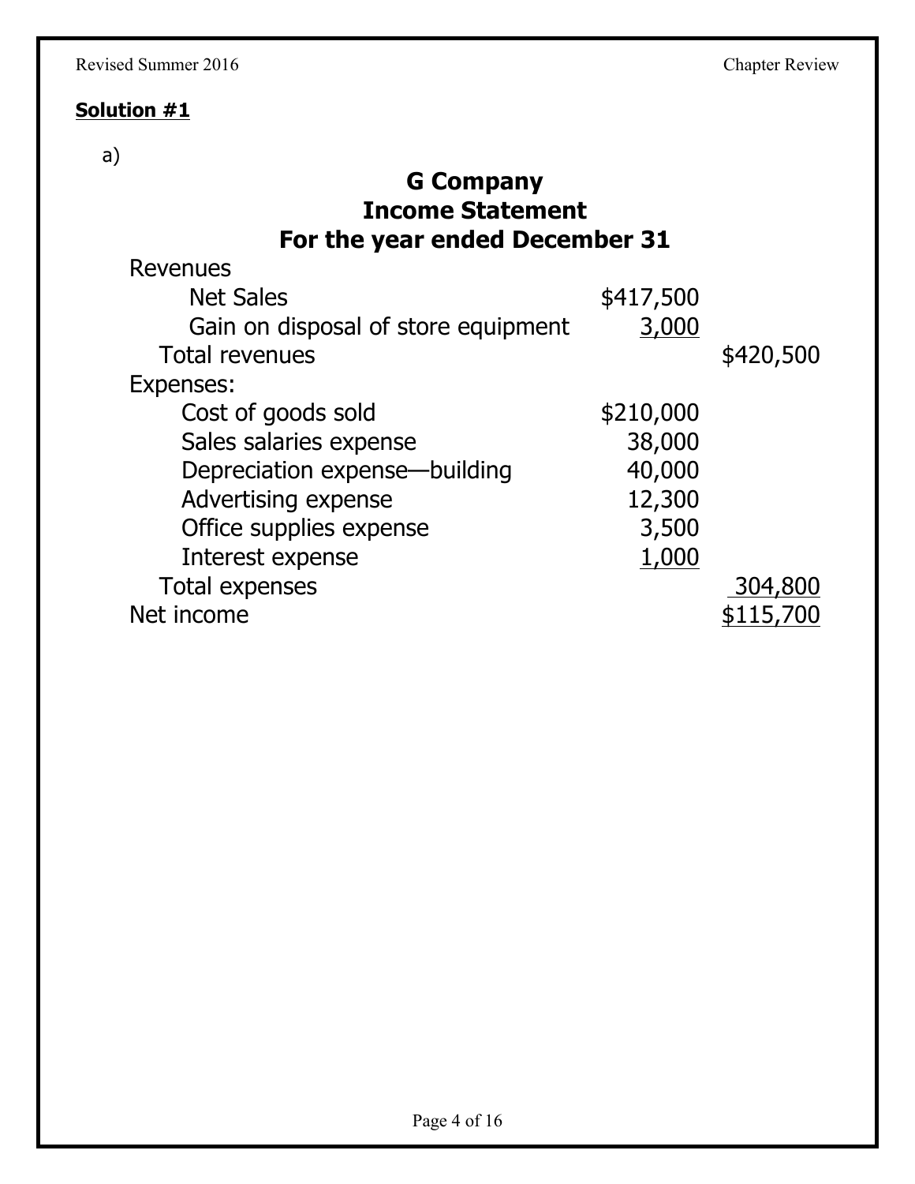**Solution #1**

a)

**G Company**
**Income Statement**
**For the year ended December 31**

| | | |
|---|---|---|
| Revenues | | |
| Net Sales | $417,500 | |
| Gain on disposal of store equipment | 3,000 | |
| Total revenues | | $420,500 |
| Expenses: | | |
| Cost of goods sold | $210,000 | |
| Sales salaries expense | 38,000 | |
| Depreciation expense—building | 40,000 | |
| Advertising expense | 12,300 | |
| Office supplies expense | 3,500 | |
| Interest expense | 1,000 | |
| Total expenses | | 304,800 |
| Net income | | $115,700 |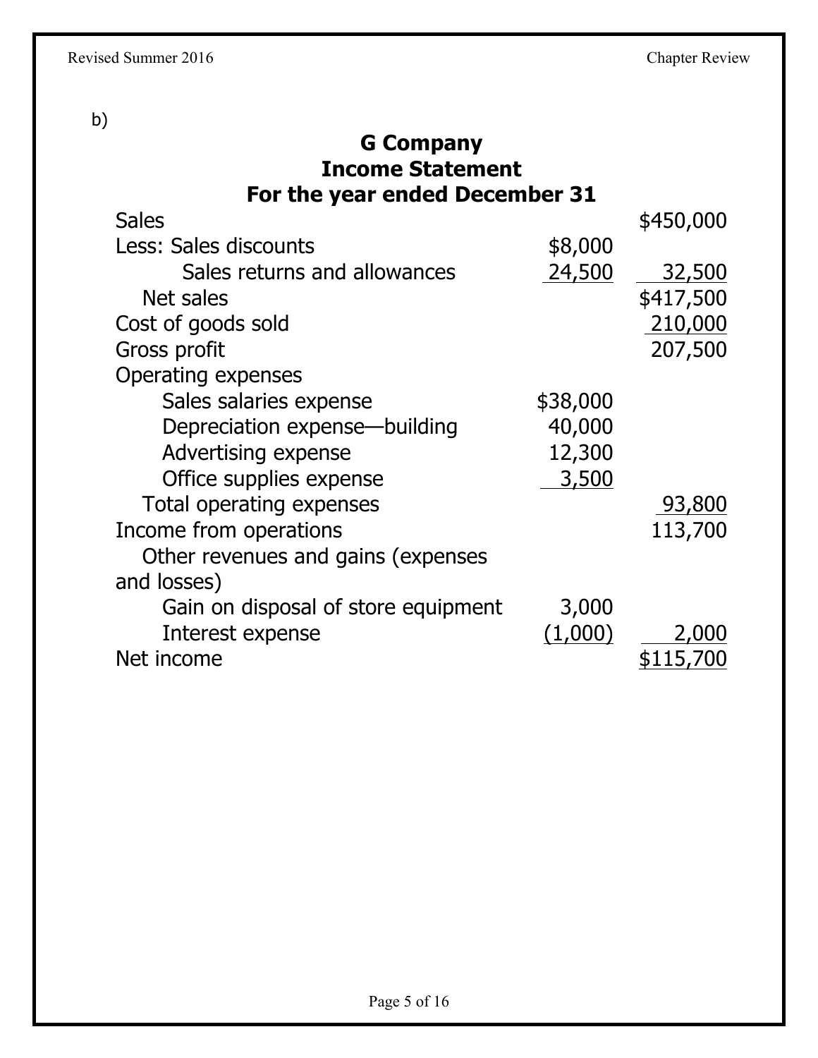b)

**G Company**
**Income Statement**
**For the year ended December 31**

| | | |
|---|---|---|
| Sales | | $450,000 |
| Less: Sales discounts | $8,000 | |
| Sales returns and allowances | 24,500 | 32,500 |
| Net sales | | $417,500 |
| Cost of goods sold | | 210,000 |
| Gross profit | | 207,500 |
| Operating expenses | | |
| Sales salaries expense | $38,000 | |
| Depreciation expense—building | 40,000 | |
| Advertising expense | 12,300 | |
| Office supplies expense | 3,500 | |
| Total operating expenses | | 93,800 |
| Income from operations | | 113,700 |
| Other revenues and gains (expenses and losses) | | |
| Gain on disposal of store equipment | 3,000 | |
| Interest expense | (1,000) | 2,000 |
| Net income | | $115,700 |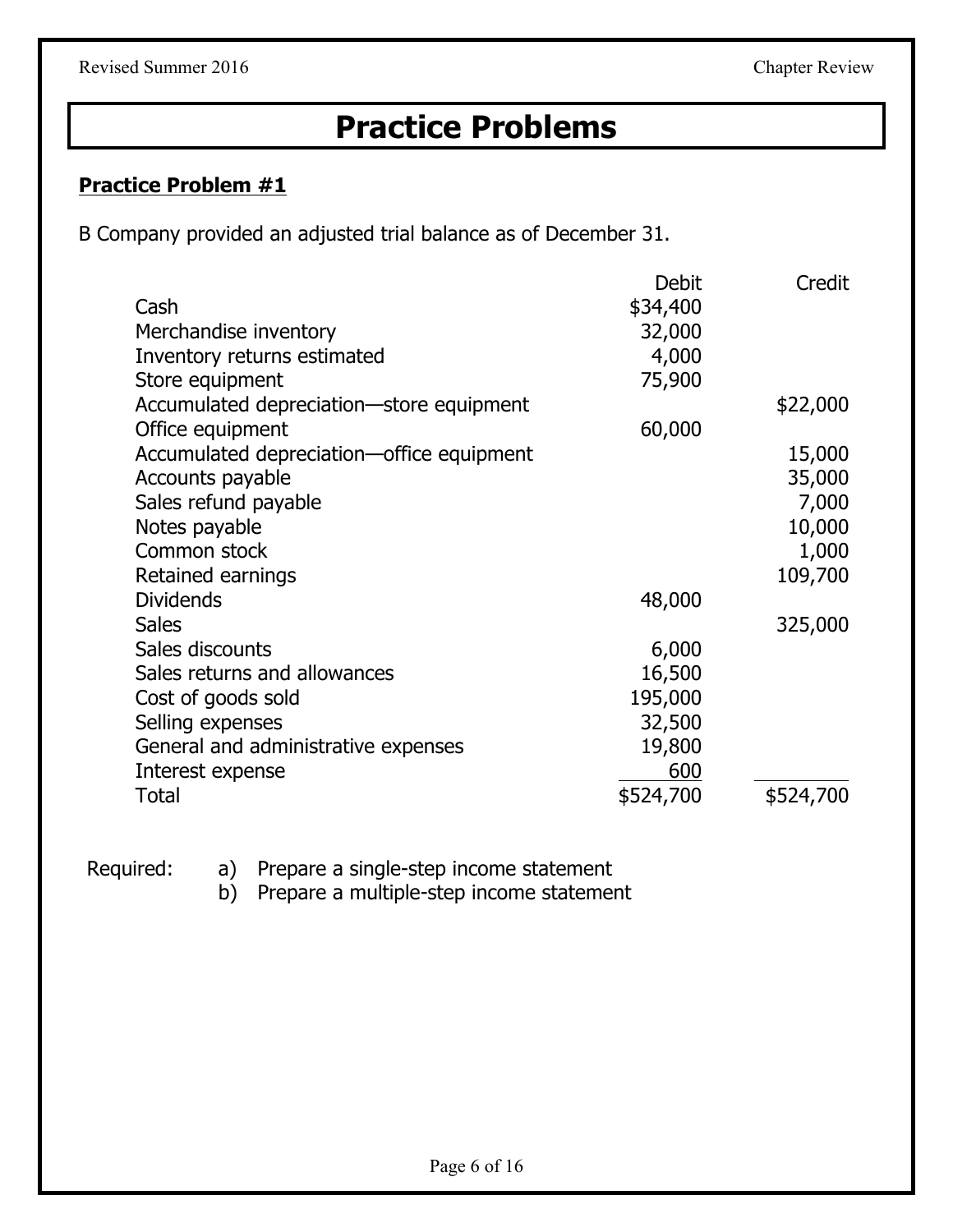# Practice Problems

**Practice Problem #1**

B Company provided an adjusted trial balance as of December 31.

| | Debit | Credit |
|---|---|---|
| Cash | $34,400 | |
| Merchandise inventory | 32,000 | |
| Inventory returns estimated | 4,000 | |
| Store equipment | 75,900 | |
| Accumulated depreciation—store equipment | | $22,000 |
| Office equipment | 60,000 | |
| Accumulated depreciation—office equipment | | 15,000 |
| Accounts payable | | 35,000 |
| Sales refund payable | | 7,000 |
| Notes payable | | 10,000 |
| Common stock | | 1,000 |
| Retained earnings | | 109,700 |
| Dividends | 48,000 | |
| Sales | | 325,000 |
| Sales discounts | 6,000 | |
| Sales returns and allowances | 16,500 | |
| Cost of goods sold | 195,000 | |
| Selling expenses | 32,500 | |
| General and administrative expenses | 19,800 | |
| Interest expense | 600 | |
| Total | $524,700 | $524,700 |

Required:
- a) Prepare a single-step income statement
- b) Prepare a multiple-step income statement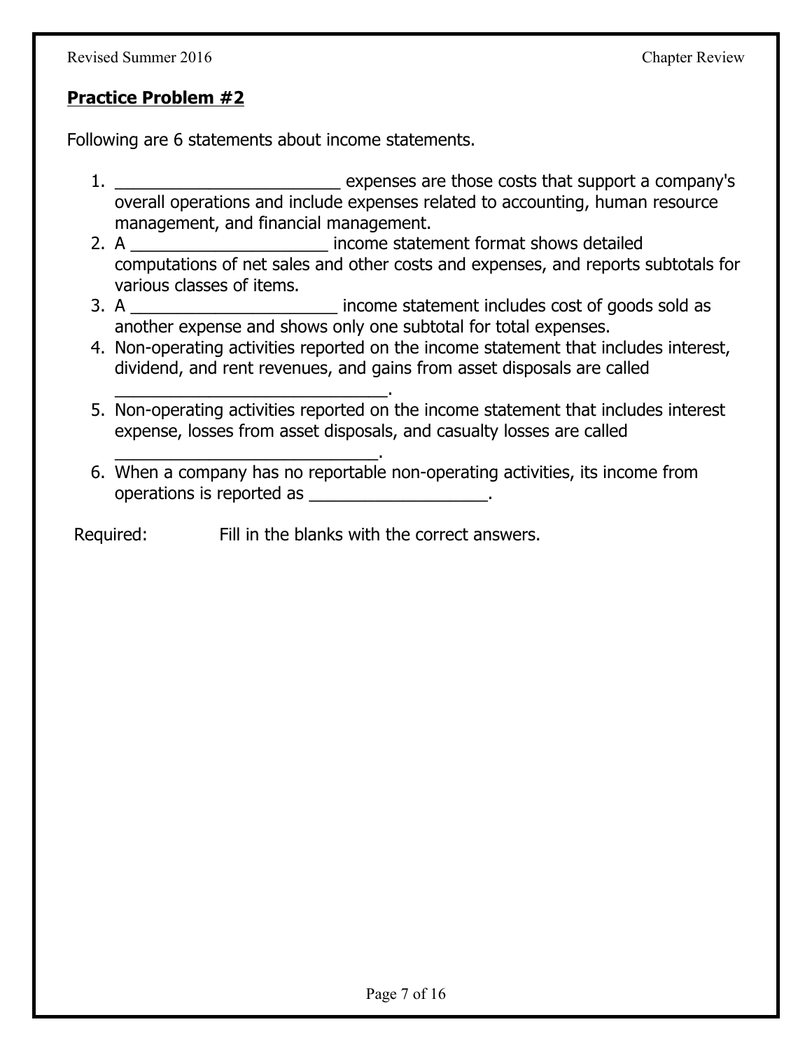## Practice Problem #2

Following are 6 statements about income statements.

1. ________________________ expenses are those costs that support a company's overall operations and include expenses related to accounting, human resource management, and financial management.
2. A _____________________ income statement format shows detailed computations of net sales and other costs and expenses, and reports subtotals for various classes of items.
3. A ______________________ income statement includes cost of goods sold as another expense and shows only one subtotal for total expenses.
4. Non-operating activities reported on the income statement that includes interest, dividend, and rent revenues, and gains from asset disposals are called _____________________________.
5. Non-operating activities reported on the income statement that includes interest expense, losses from asset disposals, and casualty losses are called ____________________________.
6. When a company has no reportable non-operating activities, its income from operations is reported as ___________________.

Required: Fill in the blanks with the correct answers.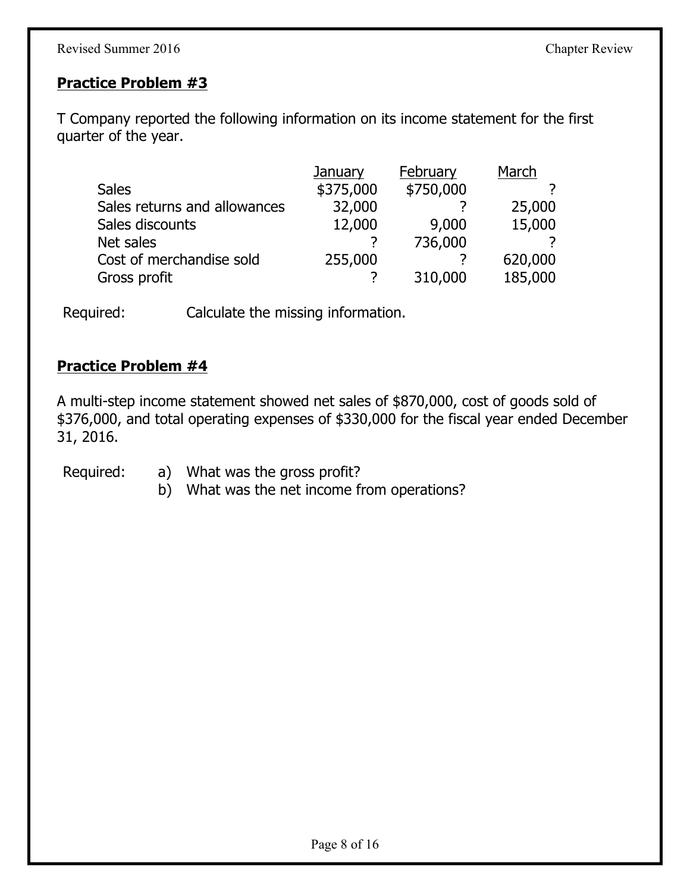**Practice Problem #3**

T Company reported the following information on its income statement for the first quarter of the year.

| | January | February | March |
|---|---|---|---|
| Sales | $375,000 | $750,000 | ? |
| Sales returns and allowances | 32,000 | ? | 25,000 |
| Sales discounts | 12,000 | 9,000 | 15,000 |
| Net sales | ? | 736,000 | ? |
| Cost of merchandise sold | 255,000 | ? | 620,000 |
| Gross profit | ? | 310,000 | 185,000 |

Required: Calculate the missing information.

**Practice Problem #4**

A multi-step income statement showed net sales of $870,000, cost of goods sold of $376,000, and total operating expenses of $330,000 for the fiscal year ended December 31, 2016.

Required:
a) What was the gross profit?
b) What was the net income from operations?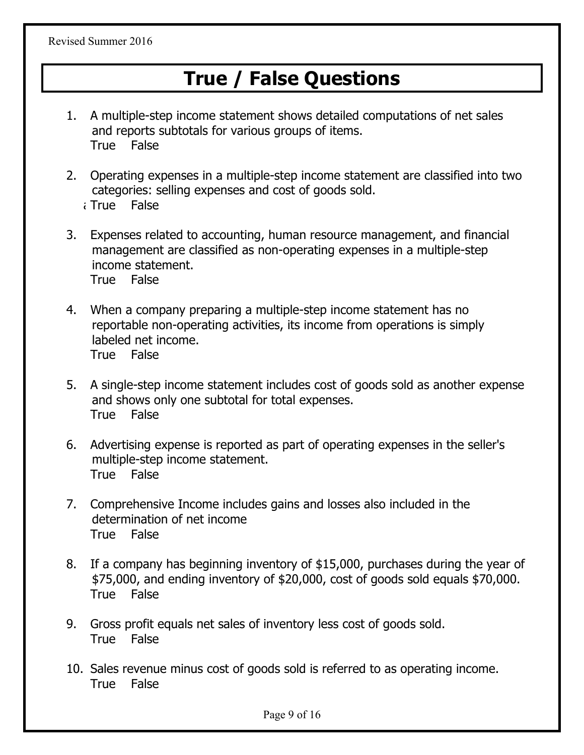# True / False Questions

1. A multiple-step income statement shows detailed computations of net sales and reports subtotals for various groups of items.
   True False

2. Operating expenses in a multiple-step income statement are classified into two categories: selling expenses and cost of goods sold.
   True False

3. Expenses related to accounting, human resource management, and financial management are classified as non-operating expenses in a multiple-step income statement.
   True False

4. When a company preparing a multiple-step income statement has no reportable non-operating activities, its income from operations is simply labeled net income.
   True False

5. A single-step income statement includes cost of goods sold as another expense and shows only one subtotal for total expenses.
   True False

6. Advertising expense is reported as part of operating expenses in the seller's multiple-step income statement.
   True False

7. Comprehensive Income includes gains and losses also included in the determination of net income
   True False

8. If a company has beginning inventory of $15,000, purchases during the year of $75,000, and ending inventory of $20,000, cost of goods sold equals $70,000.
   True False

9. Gross profit equals net sales of inventory less cost of goods sold.
   True False

10. Sales revenue minus cost of goods sold is referred to as operating income.
    True False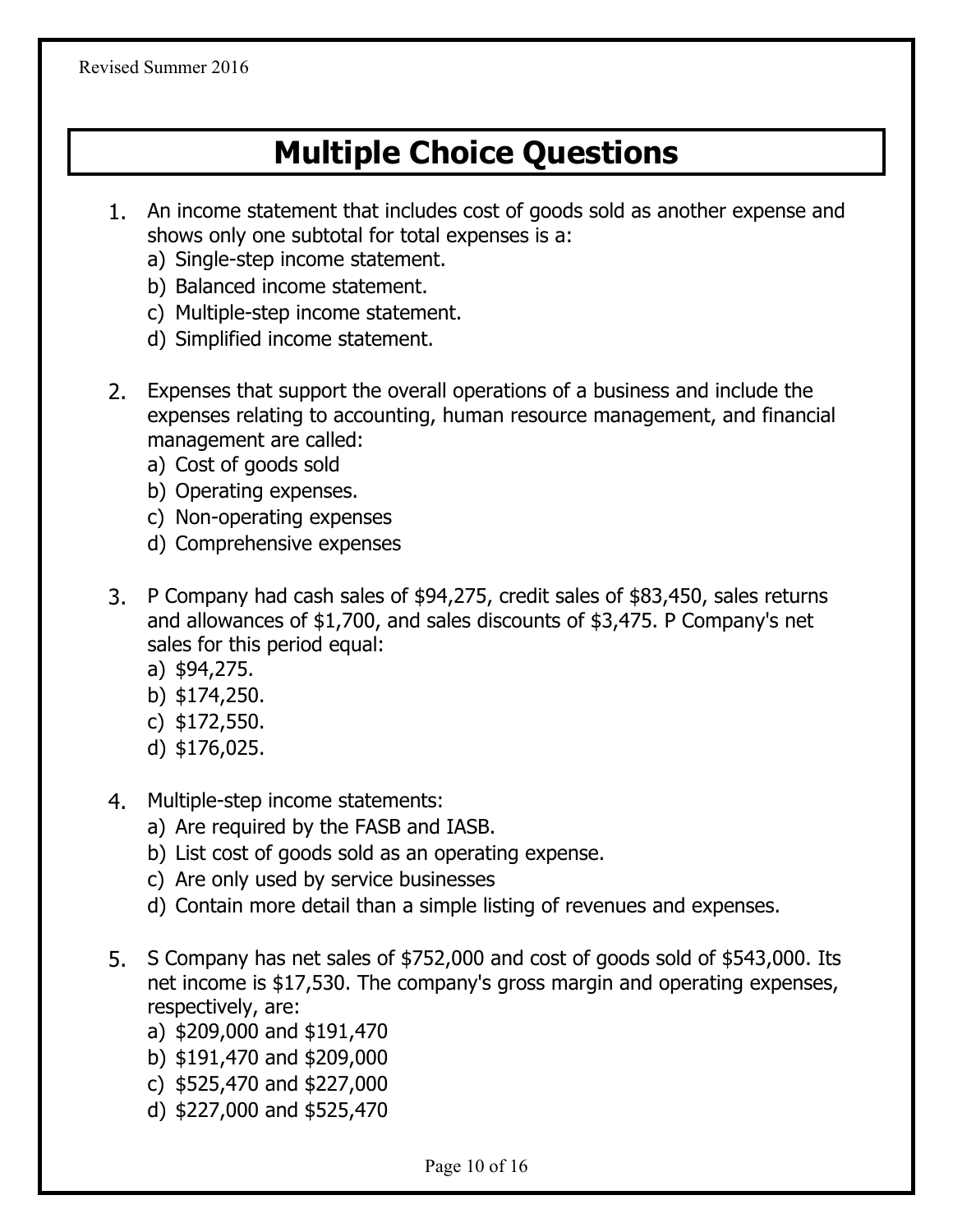# Multiple Choice Questions

1. An income statement that includes cost of goods sold as another expense and shows only one subtotal for total expenses is a:
   a) Single-step income statement.
   b) Balanced income statement.
   c) Multiple-step income statement.
   d) Simplified income statement.

2. Expenses that support the overall operations of a business and include the expenses relating to accounting, human resource management, and financial management are called:
   a) Cost of goods sold
   b) Operating expenses.
   c) Non-operating expenses
   d) Comprehensive expenses

3. P Company had cash sales of $94,275, credit sales of $83,450, sales returns and allowances of $1,700, and sales discounts of $3,475. P Company's net sales for this period equal:
   a) $94,275.
   b) $174,250.
   c) $172,550.
   d) $176,025.

4. Multiple-step income statements:
   a) Are required by the FASB and IASB.
   b) List cost of goods sold as an operating expense.
   c) Are only used by service businesses
   d) Contain more detail than a simple listing of revenues and expenses.

5. S Company has net sales of $752,000 and cost of goods sold of $543,000. Its net income is $17,530. The company's gross margin and operating expenses, respectively, are:
   a) $209,000 and $191,470
   b) $191,470 and $209,000
   c) $525,470 and $227,000
   d) $227,000 and $525,470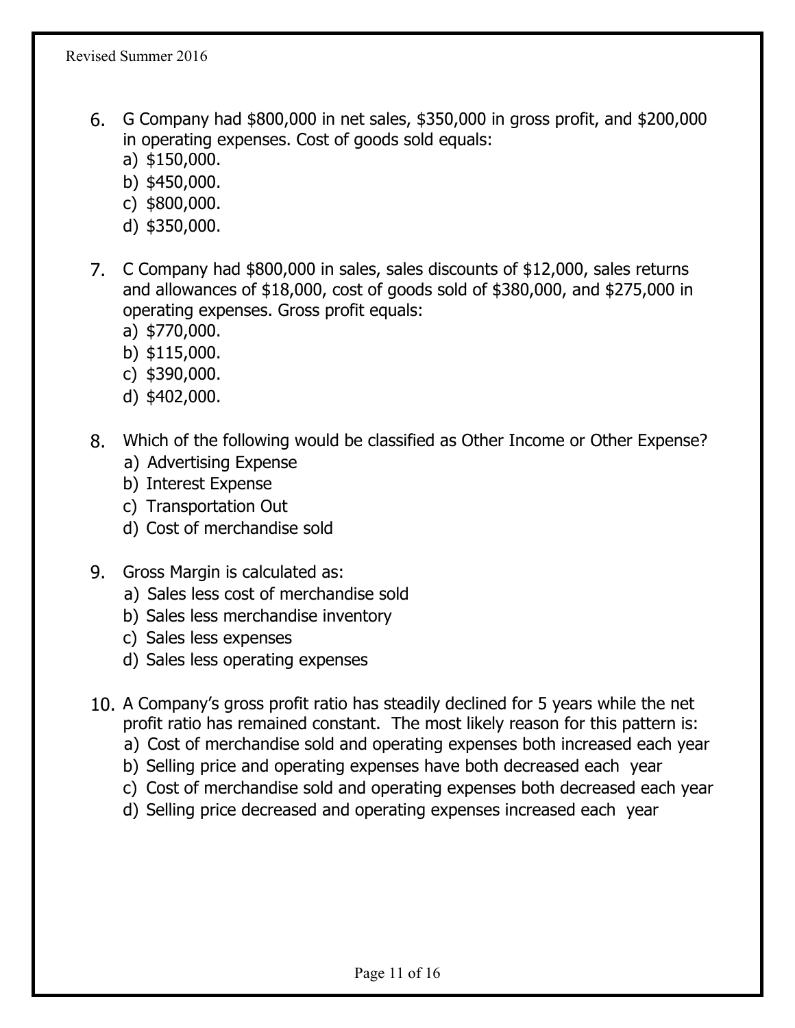6. G Company had $800,000 in net sales, $350,000 in gross profit, and $200,000 in operating expenses. Cost of goods sold equals:
   a) $150,000.
   b) $450,000.
   c) $800,000.
   d) $350,000.

7. C Company had $800,000 in sales, sales discounts of $12,000, sales returns and allowances of $18,000, cost of goods sold of $380,000, and $275,000 in operating expenses. Gross profit equals:
   a) $770,000.
   b) $115,000.
   c) $390,000.
   d) $402,000.

8. Which of the following would be classified as Other Income or Other Expense?
   a) Advertising Expense
   b) Interest Expense
   c) Transportation Out
   d) Cost of merchandise sold

9. Gross Margin is calculated as:
   a) Sales less cost of merchandise sold
   b) Sales less merchandise inventory
   c) Sales less expenses
   d) Sales less operating expenses

10. A Company's gross profit ratio has steadily declined for 5 years while the net profit ratio has remained constant. The most likely reason for this pattern is:
    a) Cost of merchandise sold and operating expenses both increased each year
    b) Selling price and operating expenses have both decreased each year
    c) Cost of merchandise sold and operating expenses both decreased each year
    d) Selling price decreased and operating expenses increased each year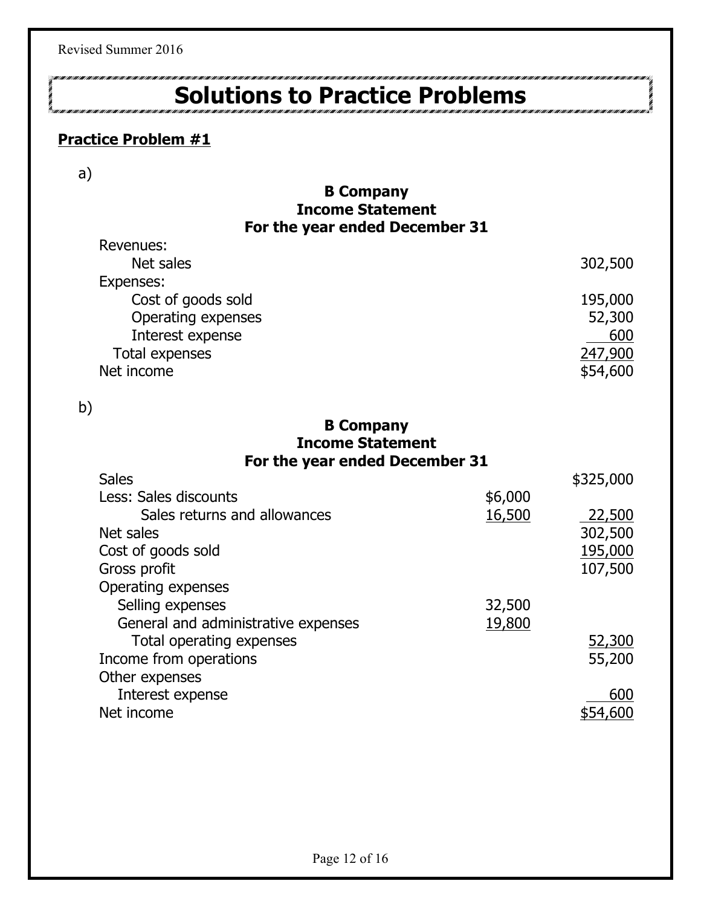# Solutions to Practice Problems

## Practice Problem #1

a)

**B Company**
**Income Statement**
**For the year ended December 31**

| | |
|---|---|
| Revenues: | |
| Net sales | 302,500 |
| Expenses: | |
| Cost of goods sold | 195,000 |
| Operating expenses | 52,300 |
| Interest expense | 600 |
| Total expenses | 247,900 |
| Net income | $54,600 |

b)

**B Company**
**Income Statement**
**For the year ended December 31**

| | | |
|---|---|---|
| Sales | | $325,000 |
| Less: Sales discounts | $6,000 | |
| Sales returns and allowances | 16,500 | 22,500 |
| Net sales | | 302,500 |
| Cost of goods sold | | 195,000 |
| Gross profit | | 107,500 |
| Operating expenses | | |
| Selling expenses | 32,500 | |
| General and administrative expenses | 19,800 | |
| Total operating expenses | | 52,300 |
| Income from operations | | 55,200 |
| Other expenses | | |
| Interest expense | | 600 |
| Net income | | $54,600 |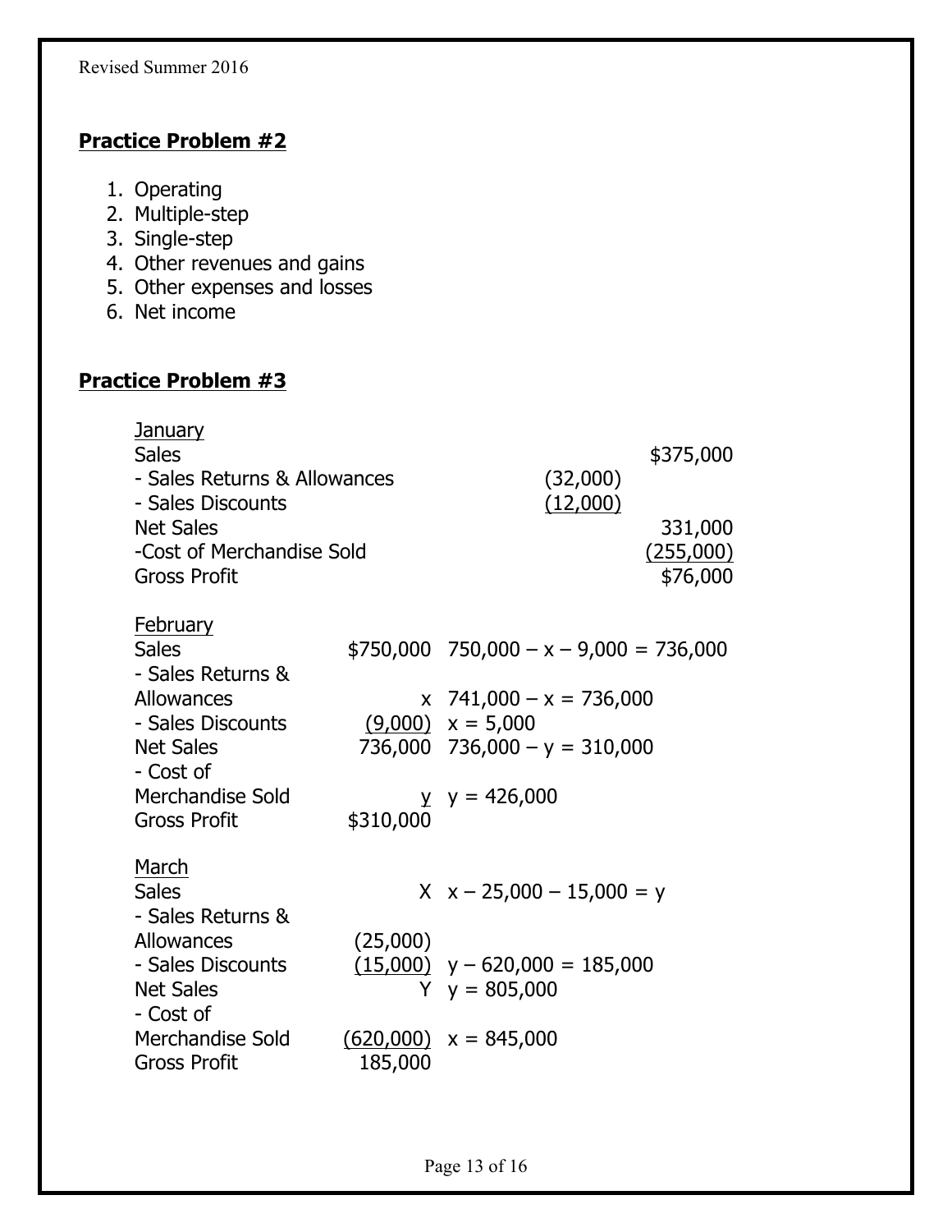## Practice Problem #2

1. Operating
2. Multiple-step
3. Single-step
4. Other revenues and gains
5. Other expenses and losses
6. Net income

## Practice Problem #3

**January**

| | | |
|---|---|---|
| Sales | | \$375,000 |
| - Sales Returns & Allowances | (32,000) | |
| - Sales Discounts | (12,000) | |
| Net Sales | | 331,000 |
| -Cost of Merchandise Sold | | (255,000) |
| Gross Profit | | \$76,000 |

**February**

| | | |
|---|---|---|
| Sales | \$750,000 | $750{,}000 - x - 9{,}000 = 736{,}000$ |
| - Sales Returns & Allowances | x | $741{,}000 - x = 736{,}000$ |
| - Sales Discounts | (9,000) | $x = 5{,}000$ |
| Net Sales | 736,000 | $736{,}000 - y = 310{,}000$ |
| - Cost of Merchandise Sold | y | $y = 426{,}000$ |
| Gross Profit | \$310,000 | |

**March**

| | | |
|---|---|---|
| Sales | X | $x - 25{,}000 - 15{,}000 = y$ |
| - Sales Returns & Allowances | (25,000) | |
| - Sales Discounts | (15,000) | $y - 620{,}000 = 185{,}000$ |
| Net Sales | Y | $y = 805{,}000$ |
| - Cost of Merchandise Sold | (620,000) | $x = 845{,}000$ |
| Gross Profit | 185,000 | |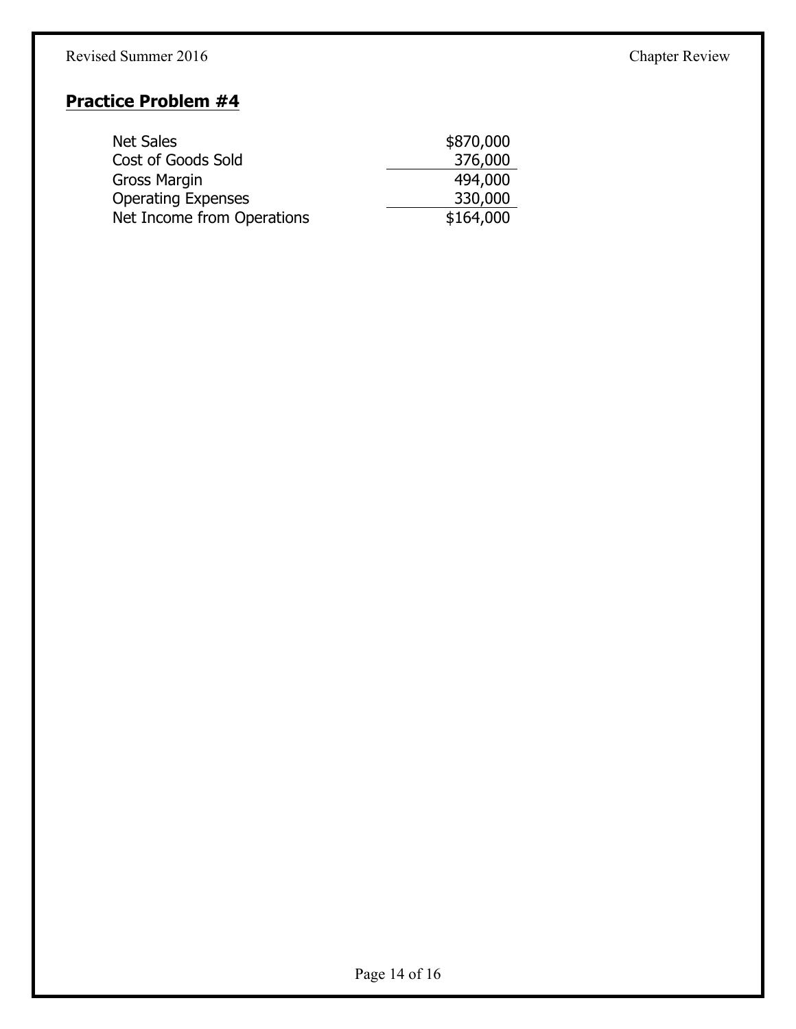## **Practice Problem #4**

| | |
|---|---:|
| Net Sales | $870,000 |
| Cost of Goods Sold | 376,000 |
| Gross Margin | 494,000 |
| Operating Expenses | 330,000 |
| Net Income from Operations | $164,000 |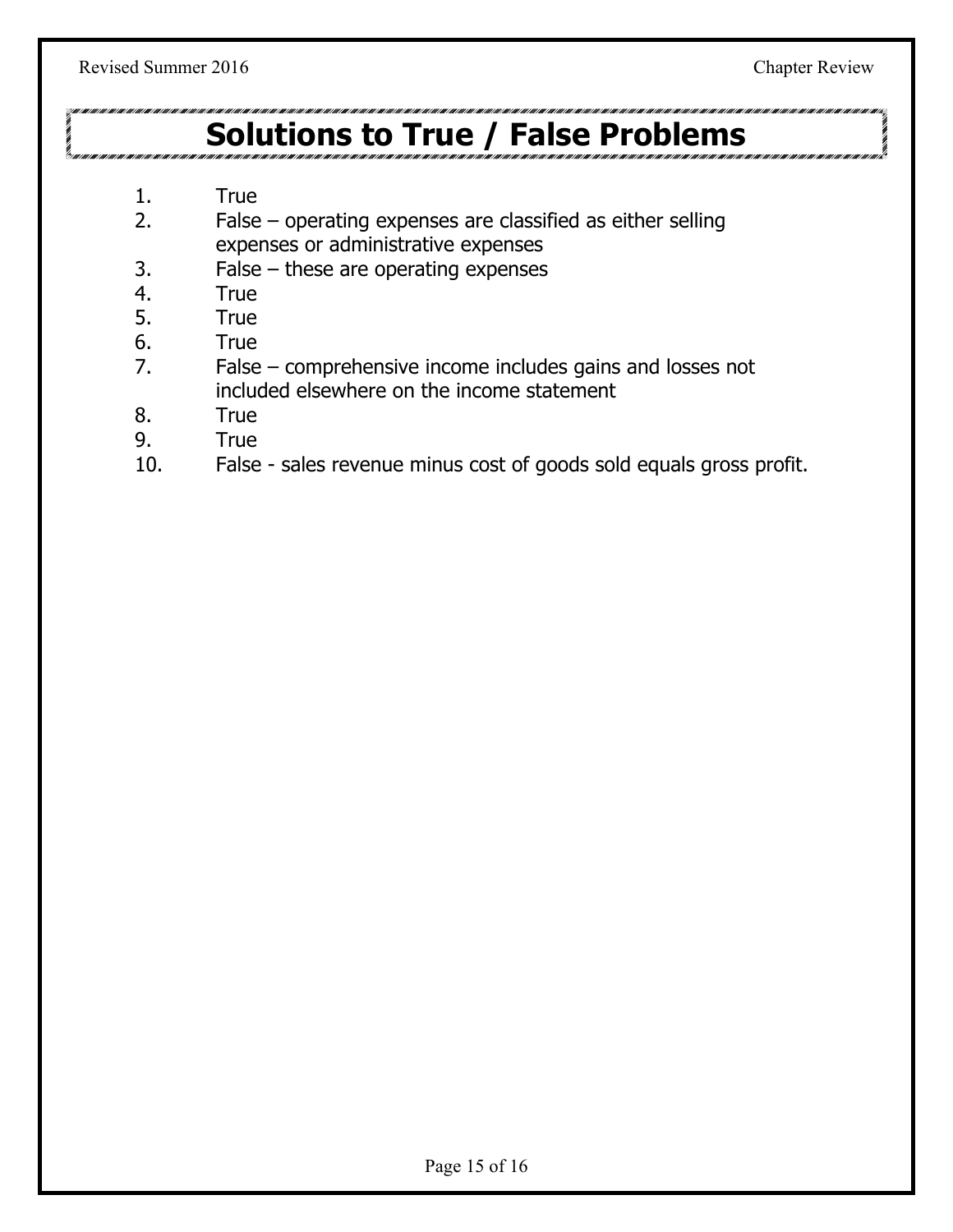# Solutions to True / False Problems

1. True
2. False – operating expenses are classified as either selling expenses or administrative expenses
3. False – these are operating expenses
4. True
5. True
6. True
7. False – comprehensive income includes gains and losses not included elsewhere on the income statement
8. True
9. True
10. False - sales revenue minus cost of goods sold equals gross profit.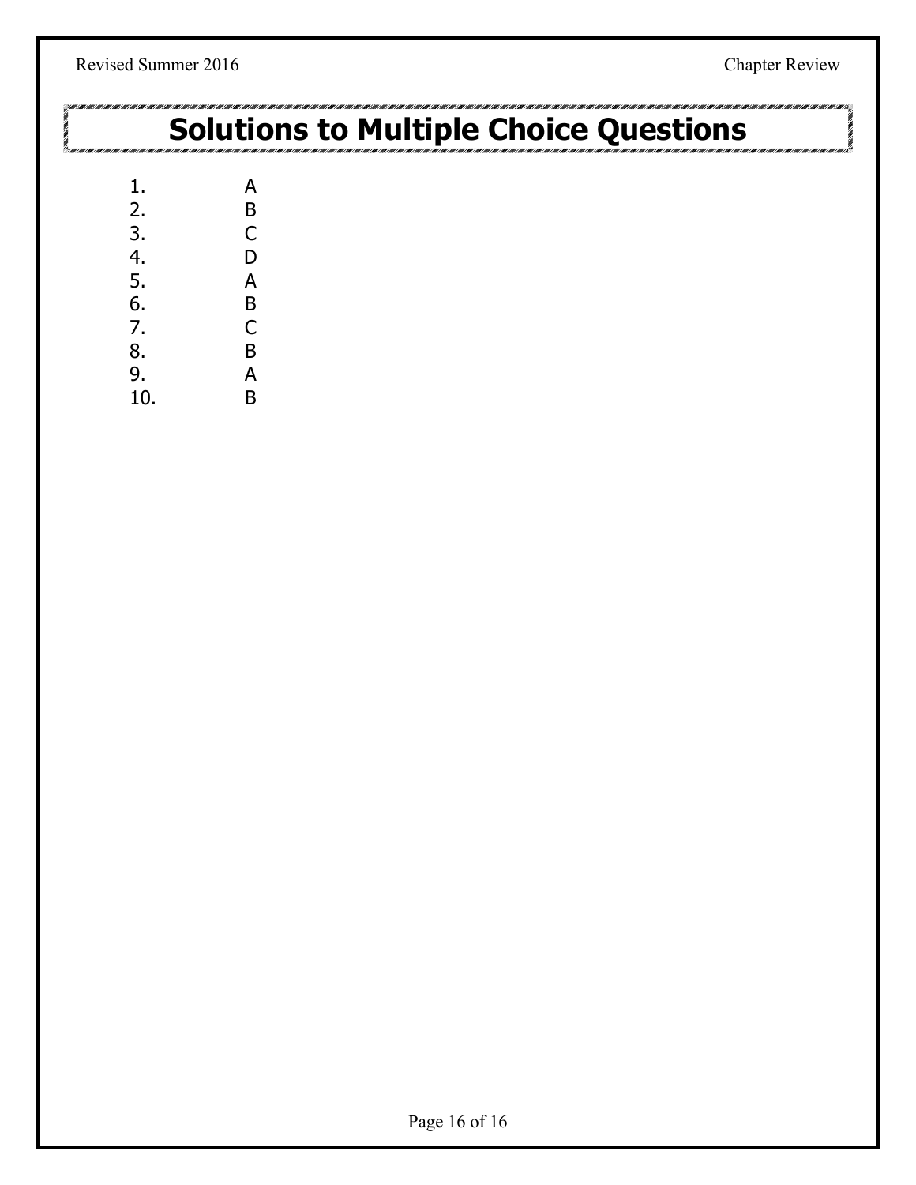# Solutions to Multiple Choice Questions

1. A
2. B
3. C
4. D
5. A
6. B
7. C
8. B
9. A
10. B